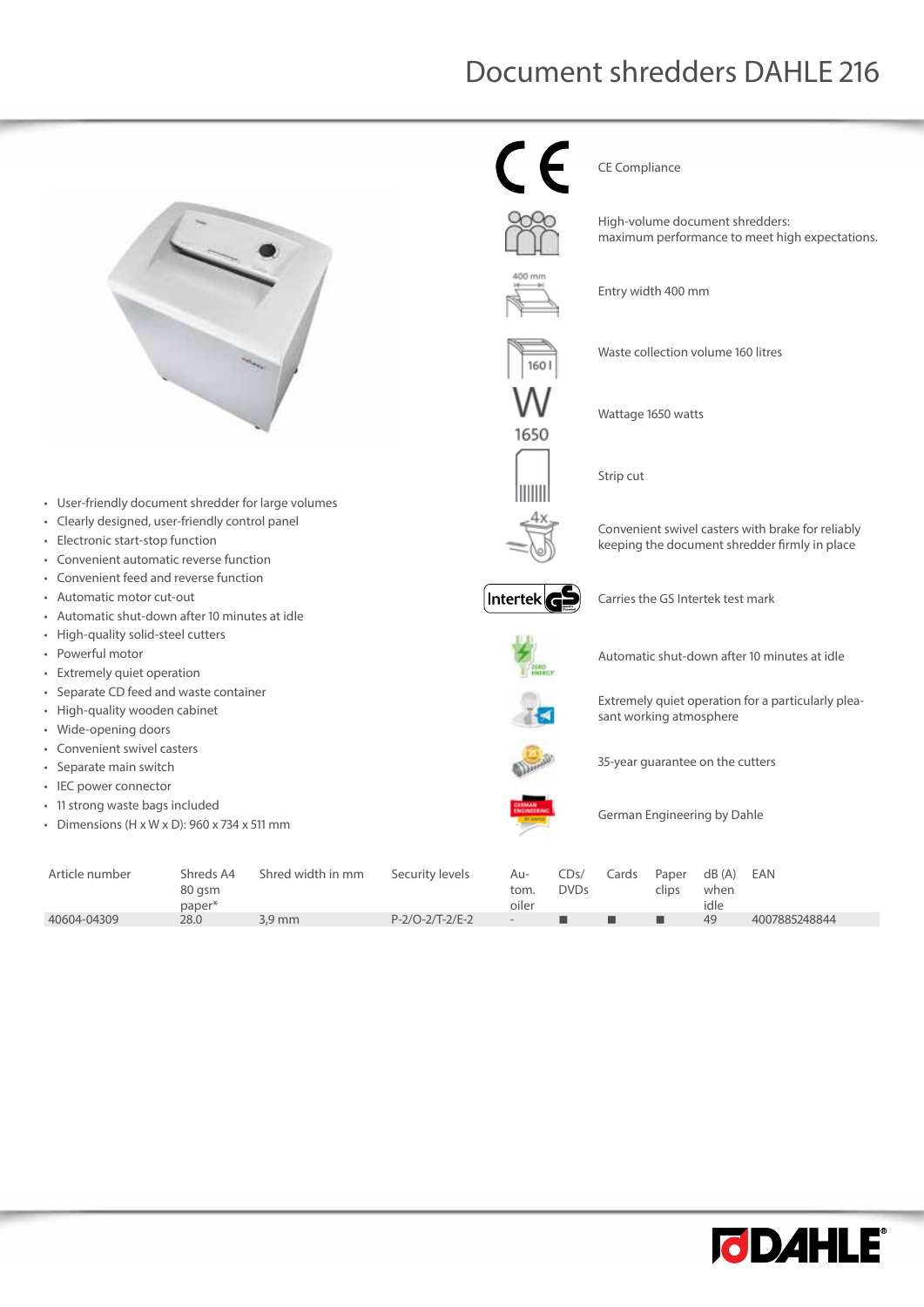# Document shredders DAHLE 216

- User-friendly document shredder for large volumes
- Clearly designed, user-friendly control panel
- Electronic start-stop function
- Convenient automatic reverse function
- Convenient feed and reverse function
- Automatic motor cut-out
- Automatic shut-down after 10 minutes at idle
- High-quality solid-steel cutters
- Powerful motor
- Extremely quiet operation
- Separate CD feed and waste container
- High-quality wooden cabinet
- Wide-opening doors
- Convenient swivel casters
- Separate main switch
- IEC power connector
- 11 strong waste bags included
- Dimensions (H x W x D): 960 x 734 x 511 mm

CE Compliance

High-volume document shredders: maximum performance to meet high expectations.

Entry width 400 mm

Waste collection volume 160 litres

Wattage 1650 watts

Strip cut

Convenient swivel casters with brake for reliably keeping the document shredder firmly in place

Carries the GS Intertek test mark

Automatic shut-down after 10 minutes at idle

Extremely quiet operation for a particularly pleasant working atmosphere

35-year guarantee on the cutters

German Engineering by Dahle

| Article number | Shreds A4 80 gsm paper* | Shred width in mm | Security levels | Autom. oiler | CDs/ DVDs | Cards | Paper clips | dB (A) when idle | EAN |
|---|---|---|---|---|---|---|---|---|---|
| 40604-04309 | 28.0 | 3,9 mm | P-2/O-2/T-2/E-2 | - | ■ | ■ | ■ | 49 | 4007885248844 |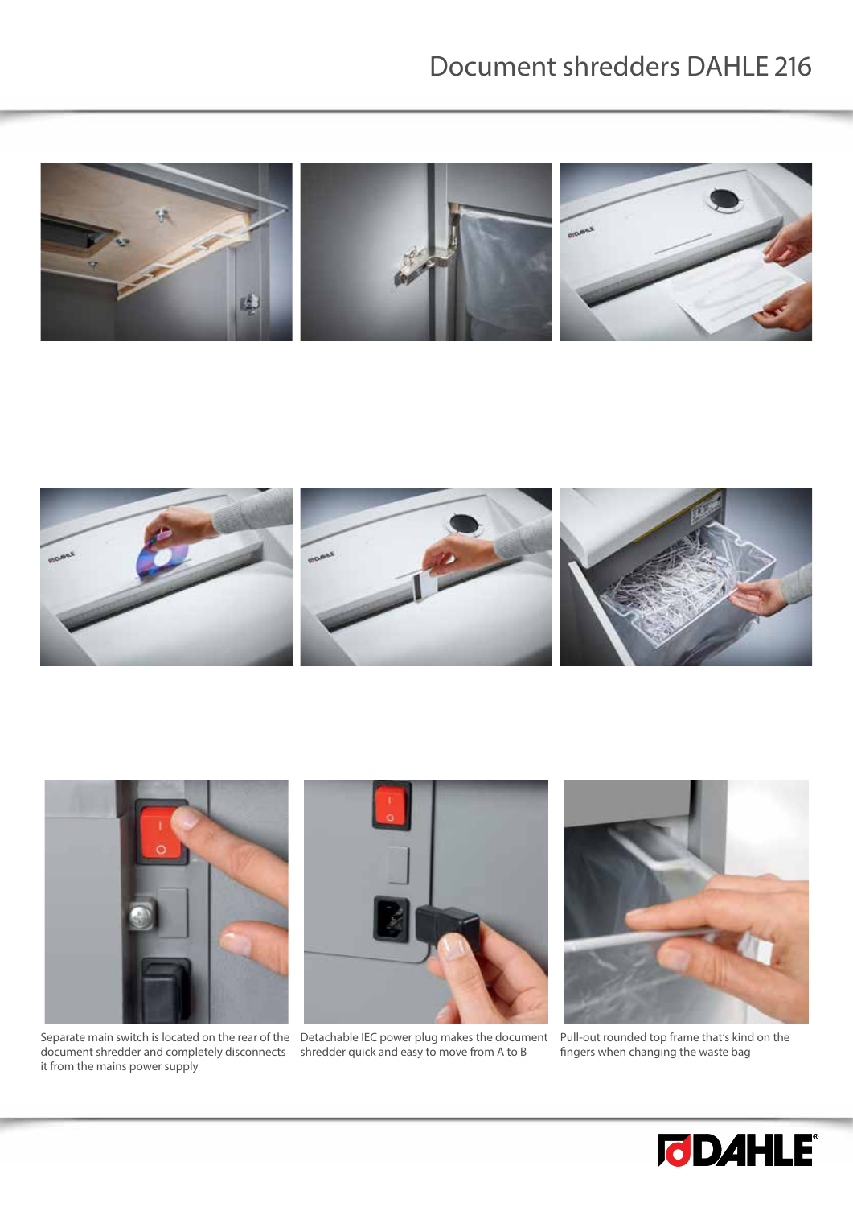# Document shredders DAHLE 216

Separate main switch is located on the rear of the document shredder and completely disconnects it from the mains power supply

Detachable IEC power plug makes the document shredder quick and easy to move from A to B

Pull-out rounded top frame that's kind on the fingers when changing the waste bag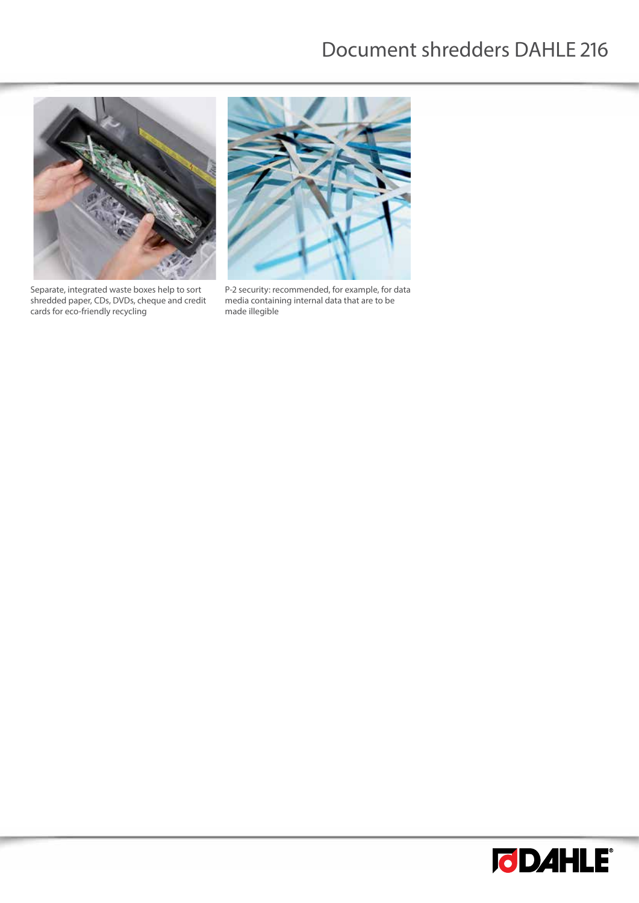Separate, integrated waste boxes help to sort shredded paper, CDs, DVDs, cheque and credit cards for eco-friendly recycling

P-2 security: recommended, for example, for data media containing internal data that are to be made illegible